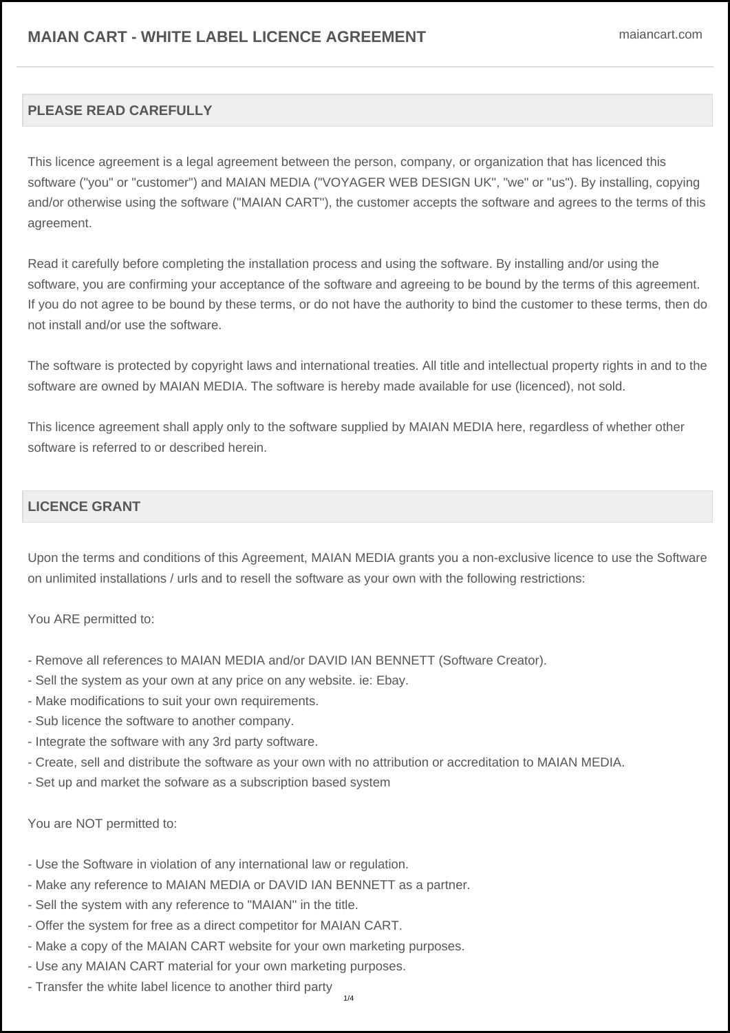# MAIAN CART - WHITE LABEL LICENCE AGREEMENT

maiancart.com

## PLEASE READ CAREFULLY

This licence agreement is a legal agreement between the person, company, or organization that has licenced this software ("you" or "customer") and MAIAN MEDIA ("VOYAGER WEB DESIGN UK", "we" or "us"). By installing, copying and/or otherwise using the software ("MAIAN CART"), the customer accepts the software and agrees to the terms of this agreement.

Read it carefully before completing the installation process and using the software. By installing and/or using the software, you are confirming your acceptance of the software and agreeing to be bound by the terms of this agreement. If you do not agree to be bound by these terms, or do not have the authority to bind the customer to these terms, then do not install and/or use the software.

The software is protected by copyright laws and international treaties. All title and intellectual property rights in and to the software are owned by MAIAN MEDIA. The software is hereby made available for use (licenced), not sold.

This licence agreement shall apply only to the software supplied by MAIAN MEDIA here, regardless of whether other software is referred to or described herein.

## LICENCE GRANT

Upon the terms and conditions of this Agreement, MAIAN MEDIA grants you a non-exclusive licence to use the Software on unlimited installations / urls and to resell the software as your own with the following restrictions:

You ARE permitted to:

- Remove all references to MAIAN MEDIA and/or DAVID IAN BENNETT (Software Creator).
- Sell the system as your own at any price on any website. ie: Ebay.
- Make modifications to suit your own requirements.
- Sub licence the software to another company.
- Integrate the software with any 3rd party software.
- Create, sell and distribute the software as your own with no attribution or accreditation to MAIAN MEDIA.
- Set up and market the sofware as a subscription based system

You are NOT permitted to:

- Use the Software in violation of any international law or regulation.
- Make any reference to MAIAN MEDIA or DAVID IAN BENNETT as a partner.
- Sell the system with any reference to "MAIAN" in the title.
- Offer the system for free as a direct competitor for MAIAN CART.
- Make a copy of the MAIAN CART website for your own marketing purposes.
- Use any MAIAN CART material for your own marketing purposes.
- Transfer the white label licence to another third party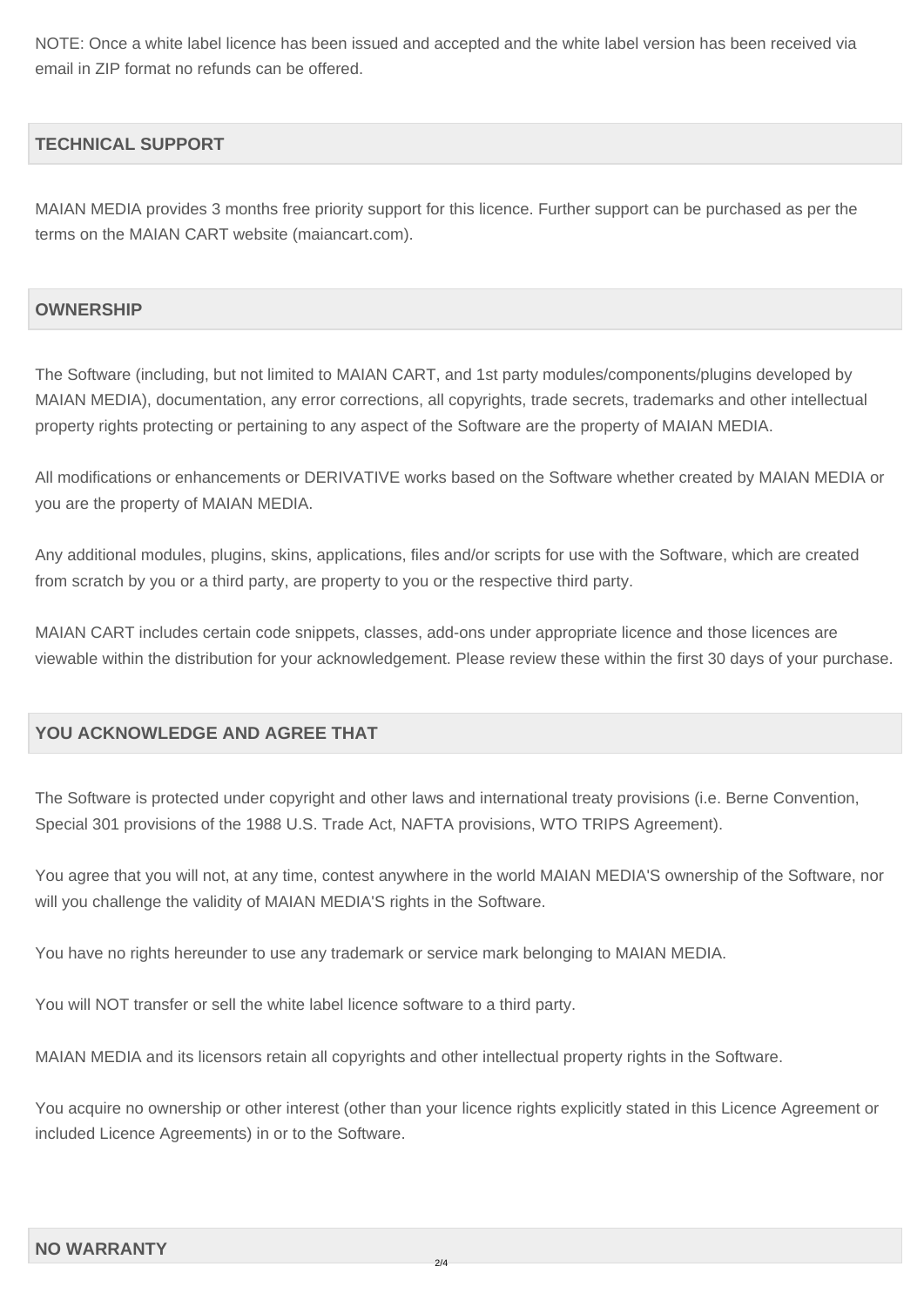NOTE: Once a white label licence has been issued and accepted and the white label version has been received via email in ZIP format no refunds can be offered.

## TECHNICAL SUPPORT

MAIAN MEDIA provides 3 months free priority support for this licence. Further support can be purchased as per the terms on the MAIAN CART website (maiancart.com).

## OWNERSHIP

The Software (including, but not limited to MAIAN CART, and 1st party modules/components/plugins developed by MAIAN MEDIA), documentation, any error corrections, all copyrights, trade secrets, trademarks and other intellectual property rights protecting or pertaining to any aspect of the Software are the property of MAIAN MEDIA.

All modifications or enhancements or DERIVATIVE works based on the Software whether created by MAIAN MEDIA or you are the property of MAIAN MEDIA.

Any additional modules, plugins, skins, applications, files and/or scripts for use with the Software, which are created from scratch by you or a third party, are property to you or the respective third party.

MAIAN CART includes certain code snippets, classes, add-ons under appropriate licence and those licences are viewable within the distribution for your acknowledgement. Please review these within the first 30 days of your purchase.

## YOU ACKNOWLEDGE AND AGREE THAT

The Software is protected under copyright and other laws and international treaty provisions (i.e. Berne Convention, Special 301 provisions of the 1988 U.S. Trade Act, NAFTA provisions, WTO TRIPS Agreement).

You agree that you will not, at any time, contest anywhere in the world MAIAN MEDIA'S ownership of the Software, nor will you challenge the validity of MAIAN MEDIA'S rights in the Software.

You have no rights hereunder to use any trademark or service mark belonging to MAIAN MEDIA.

You will NOT transfer or sell the white label licence software to a third party.

MAIAN MEDIA and its licensors retain all copyrights and other intellectual property rights in the Software.

You acquire no ownership or other interest (other than your licence rights explicitly stated in this Licence Agreement or included Licence Agreements) in or to the Software.

## NO WARRANTY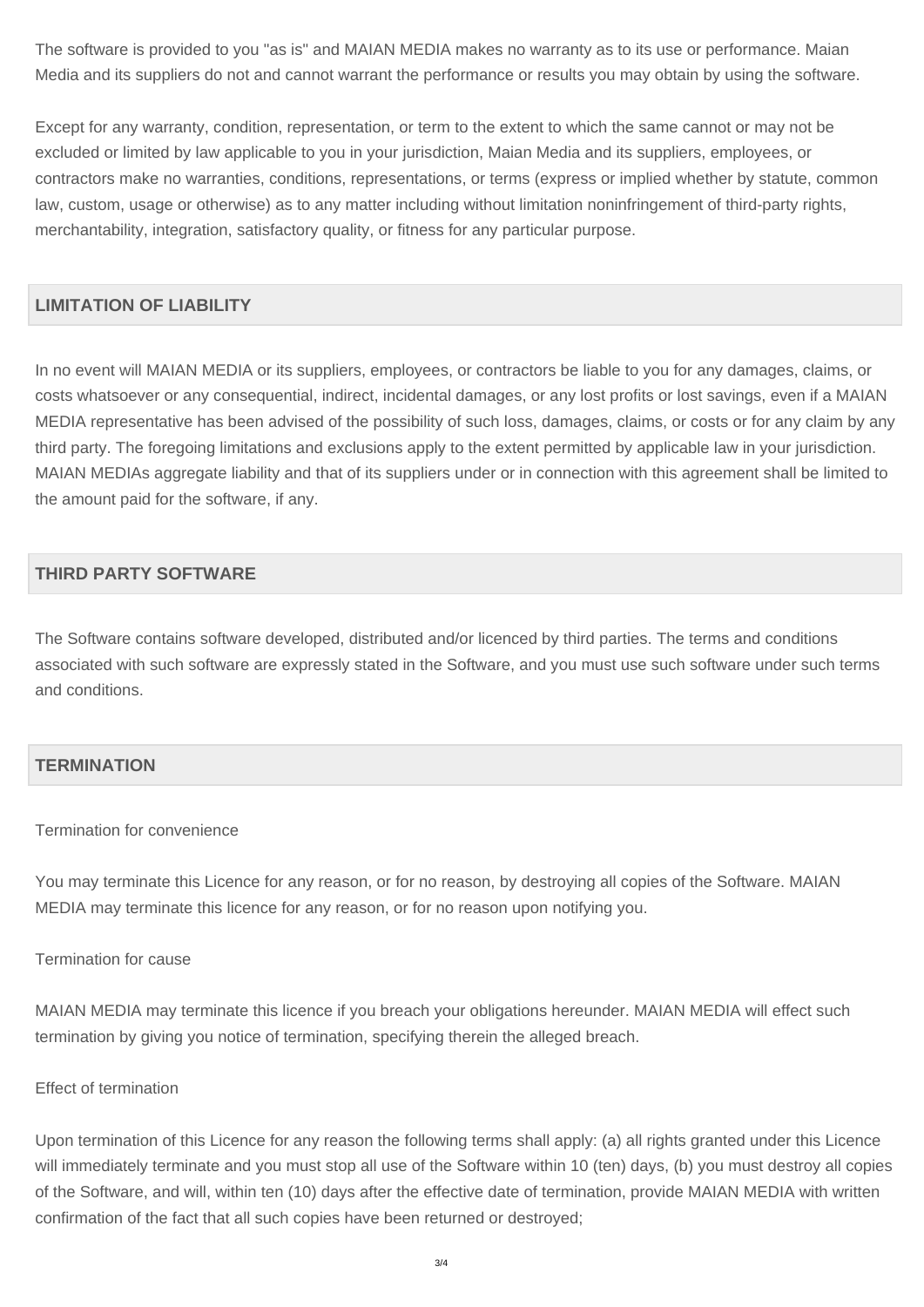The software is provided to you "as is" and MAIAN MEDIA makes no warranty as to its use or performance. Maian Media and its suppliers do not and cannot warrant the performance or results you may obtain by using the software.

Except for any warranty, condition, representation, or term to the extent to which the same cannot or may not be excluded or limited by law applicable to you in your jurisdiction, Maian Media and its suppliers, employees, or contractors make no warranties, conditions, representations, or terms (express or implied whether by statute, common law, custom, usage or otherwise) as to any matter including without limitation noninfringement of third-party rights, merchantability, integration, satisfactory quality, or fitness for any particular purpose.

## LIMITATION OF LIABILITY

In no event will MAIAN MEDIA or its suppliers, employees, or contractors be liable to you for any damages, claims, or costs whatsoever or any consequential, indirect, incidental damages, or any lost profits or lost savings, even if a MAIAN MEDIA representative has been advised of the possibility of such loss, damages, claims, or costs or for any claim by any third party. The foregoing limitations and exclusions apply to the extent permitted by applicable law in your jurisdiction. MAIAN MEDIAs aggregate liability and that of its suppliers under or in connection with this agreement shall be limited to the amount paid for the software, if any.

## THIRD PARTY SOFTWARE

The Software contains software developed, distributed and/or licenced by third parties. The terms and conditions associated with such software are expressly stated in the Software, and you must use such software under such terms and conditions.

## TERMINATION

Termination for convenience

You may terminate this Licence for any reason, or for no reason, by destroying all copies of the Software. MAIAN MEDIA may terminate this licence for any reason, or for no reason upon notifying you.

Termination for cause

MAIAN MEDIA may terminate this licence if you breach your obligations hereunder. MAIAN MEDIA will effect such termination by giving you notice of termination, specifying therein the alleged breach.

Effect of termination

Upon termination of this Licence for any reason the following terms shall apply: (a) all rights granted under this Licence will immediately terminate and you must stop all use of the Software within 10 (ten) days, (b) you must destroy all copies of the Software, and will, within ten (10) days after the effective date of termination, provide MAIAN MEDIA with written confirmation of the fact that all such copies have been returned or destroyed;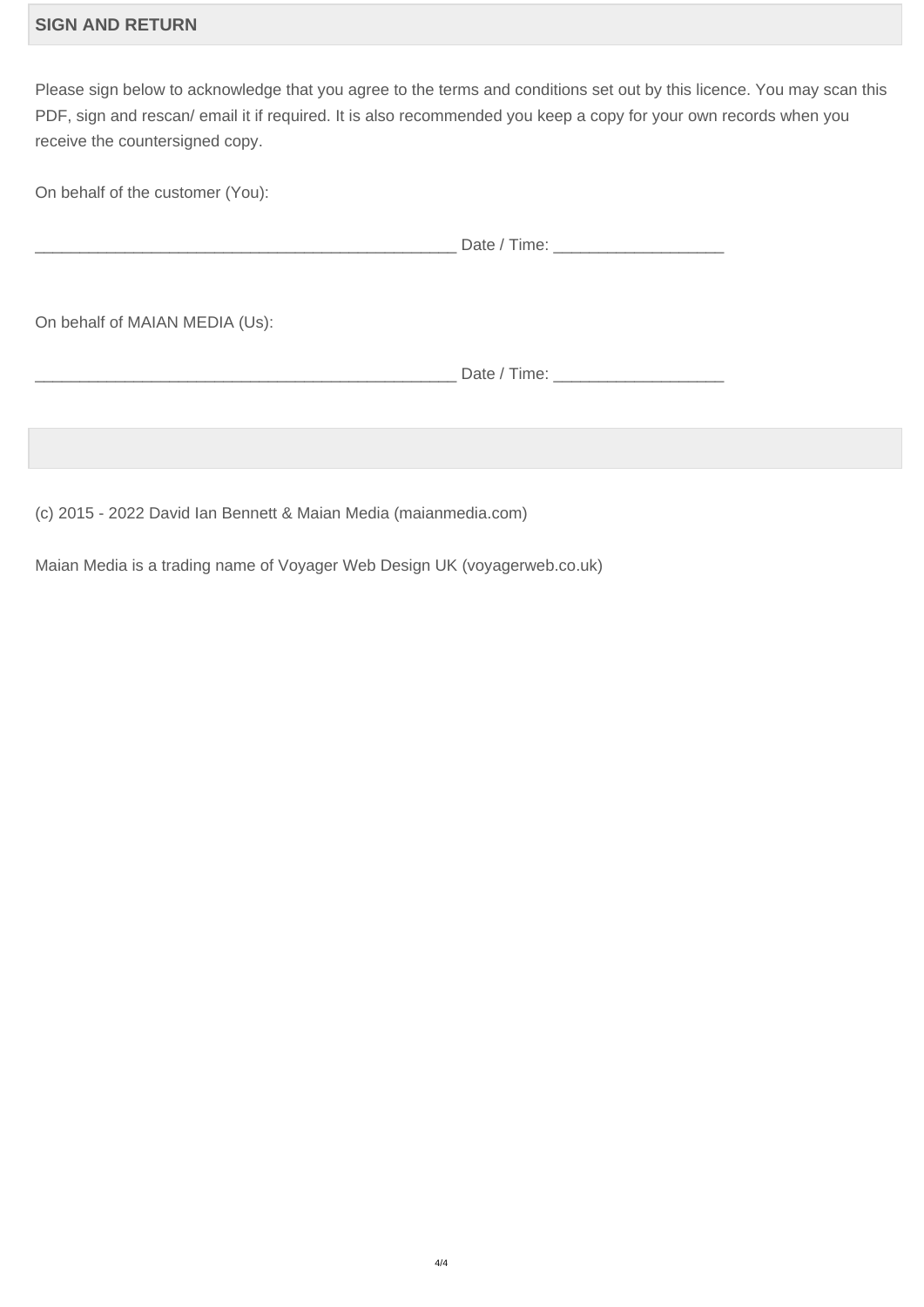## SIGN AND RETURN

Please sign below to acknowledge that you agree to the terms and conditions set out by this licence. You may scan this PDF, sign and rescan/ email it if required. It is also recommended you keep a copy for your own records when you receive the countersigned copy.

On behalf of the customer (You):

_______________________________________________ Date / Time: ___________________

On behalf of MAIAN MEDIA (Us):

_______________________________________________ Date / Time: ___________________

(c) 2015 - 2022 David Ian Bennett & Maian Media (maianmedia.com)

Maian Media is a trading name of Voyager Web Design UK (voyagerweb.co.uk)